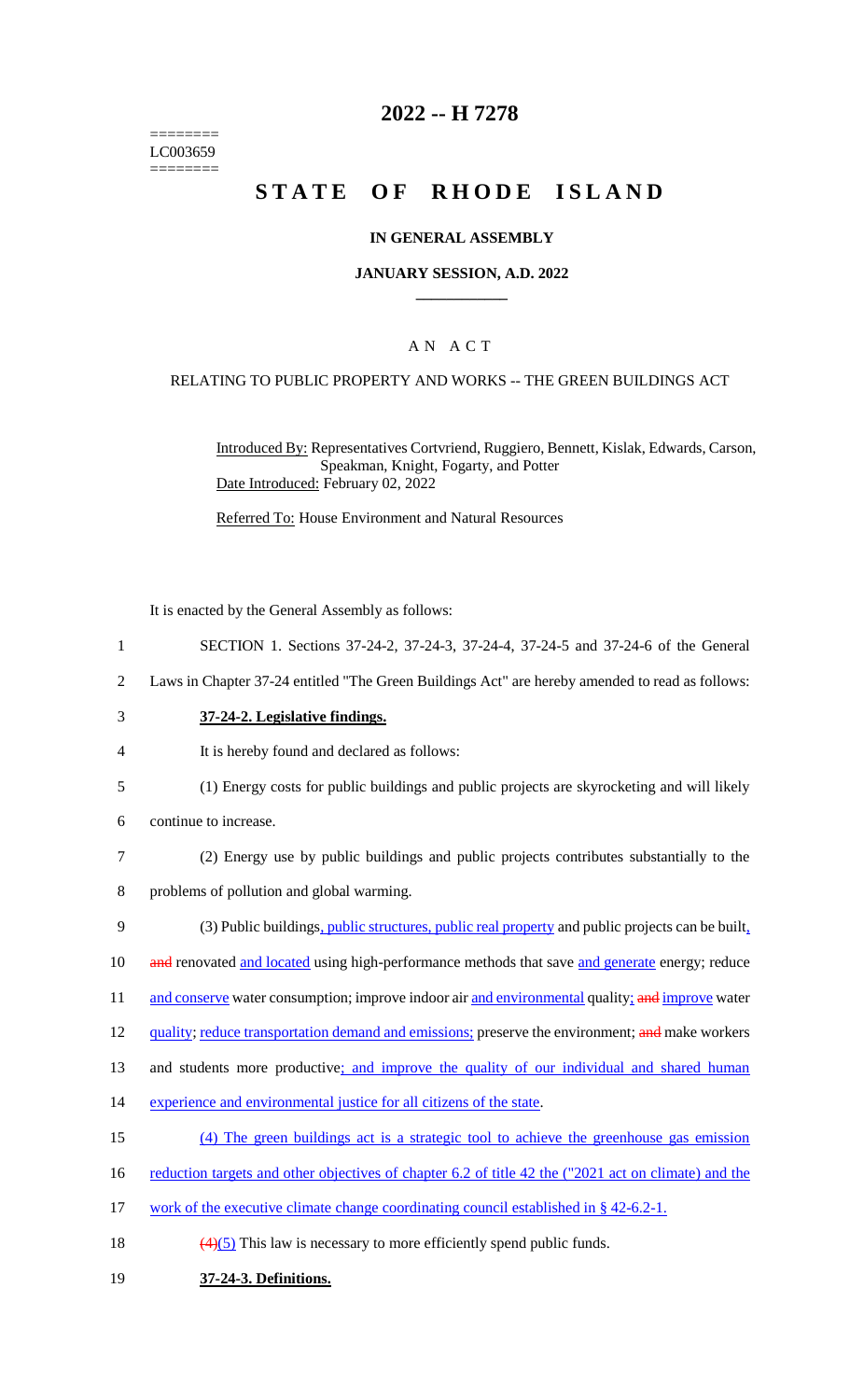========
LC003659
========

# 2022 -- H 7278

# STATE OF RHODE ISLAND

### IN GENERAL ASSEMBLY

### JANUARY SESSION, A.D. 2022

A N A C T

RELATING TO PUBLIC PROPERTY AND WORKS -- THE GREEN BUILDINGS ACT

Introduced By: Representatives Cortvriend, Ruggiero, Bennett, Kislak, Edwards, Carson, Speakman, Knight, Fogarty, and Potter

Date Introduced: February 02, 2022

Referred To: House Environment and Natural Resources

It is enacted by the General Assembly as follows:

1 SECTION 1. Sections 37-24-2, 37-24-3, 37-24-4, 37-24-5 and 37-24-6 of the General
2 Laws in Chapter 37-24 entitled "The Green Buildings Act" are hereby amended to read as follows:

3 **37-24-2. Legislative findings.**

4 It is hereby found and declared as follows:

5 (1) Energy costs for public buildings and public projects are skyrocketing and will likely
6 continue to increase.

7 (2) Energy use by public buildings and public projects contributes substantially to the
8 problems of pollution and global warming.

9 (3) Public buildings, public structures, public real property and public projects can be built,
10 and renovated and located using high-performance methods that save and generate energy; reduce
11 and conserve water consumption; improve indoor air and environmental quality; and improve water
12 quality; reduce transportation demand and emissions; preserve the environment; and make workers
13 and students more productive; and improve the quality of our individual and shared human
14 experience and environmental justice for all citizens of the state.

15 (4) The green buildings act is a strategic tool to achieve the greenhouse gas emission
16 reduction targets and other objectives of chapter 6.2 of title 42 the ("2021 act on climate) and the
17 work of the executive climate change coordinating council established in § 42-6.2-1.

18 (4)(5) This law is necessary to more efficiently spend public funds.

19 **37-24-3. Definitions.**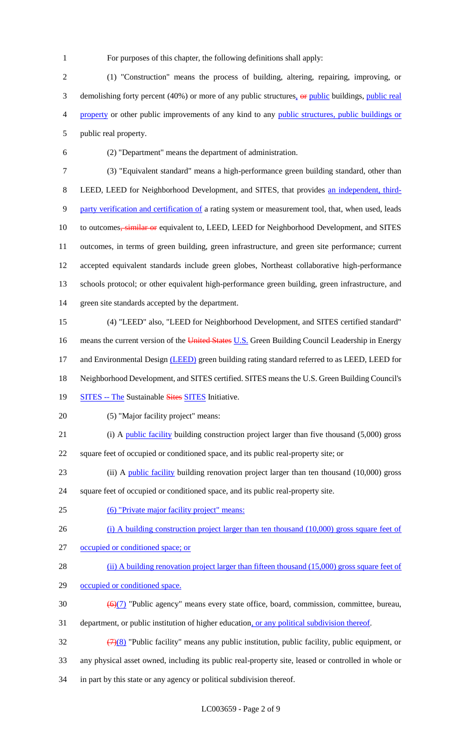For purposes of this chapter, the following definitions shall apply:

(1) "Construction" means the process of building, altering, repairing, improving, or demolishing forty percent (40%) or more of any public structures, ~~or~~ public buildings, public real property or other public improvements of any kind to any public structures, public buildings or public real property.

(2) "Department" means the department of administration.

(3) "Equivalent standard" means a high-performance green building standard, other than LEED, LEED for Neighborhood Development, and SITES, that provides an independent, third-party verification and certification of a rating system or measurement tool, that, when used, leads to outcomes~~, similar or~~ equivalent to, LEED, LEED for Neighborhood Development, and SITES outcomes, in terms of green building, green infrastructure, and green site performance; current accepted equivalent standards include green globes, Northeast collaborative high-performance schools protocol; or other equivalent high-performance green building, green infrastructure, and green site standards accepted by the department.

(4) "LEED" also, "LEED for Neighborhood Development, and SITES certified standard" means the current version of the ~~United States~~ U.S. Green Building Council Leadership in Energy and Environmental Design (LEED) green building rating standard referred to as LEED, LEED for Neighborhood Development, and SITES certified. SITES means the U.S. Green Building Council's SITES -- The Sustainable ~~Sites~~ SITES Initiative.

(5) "Major facility project" means:

(i) A public facility building construction project larger than five thousand (5,000) gross square feet of occupied or conditioned space, and its public real-property site; or

(ii) A public facility building renovation project larger than ten thousand (10,000) gross square feet of occupied or conditioned space, and its public real-property site.

(6) "Private major facility project" means:

(i) A building construction project larger than ten thousand (10,000) gross square feet of occupied or conditioned space; or

(ii) A building renovation project larger than fifteen thousand (15,000) gross square feet of occupied or conditioned space.

~~(6)~~(7) "Public agency" means every state office, board, commission, committee, bureau, department, or public institution of higher education, or any political subdivision thereof.

~~(7)~~(8) "Public facility" means any public institution, public facility, public equipment, or any physical asset owned, including its public real-property site, leased or controlled in whole or in part by this state or any agency or political subdivision thereof.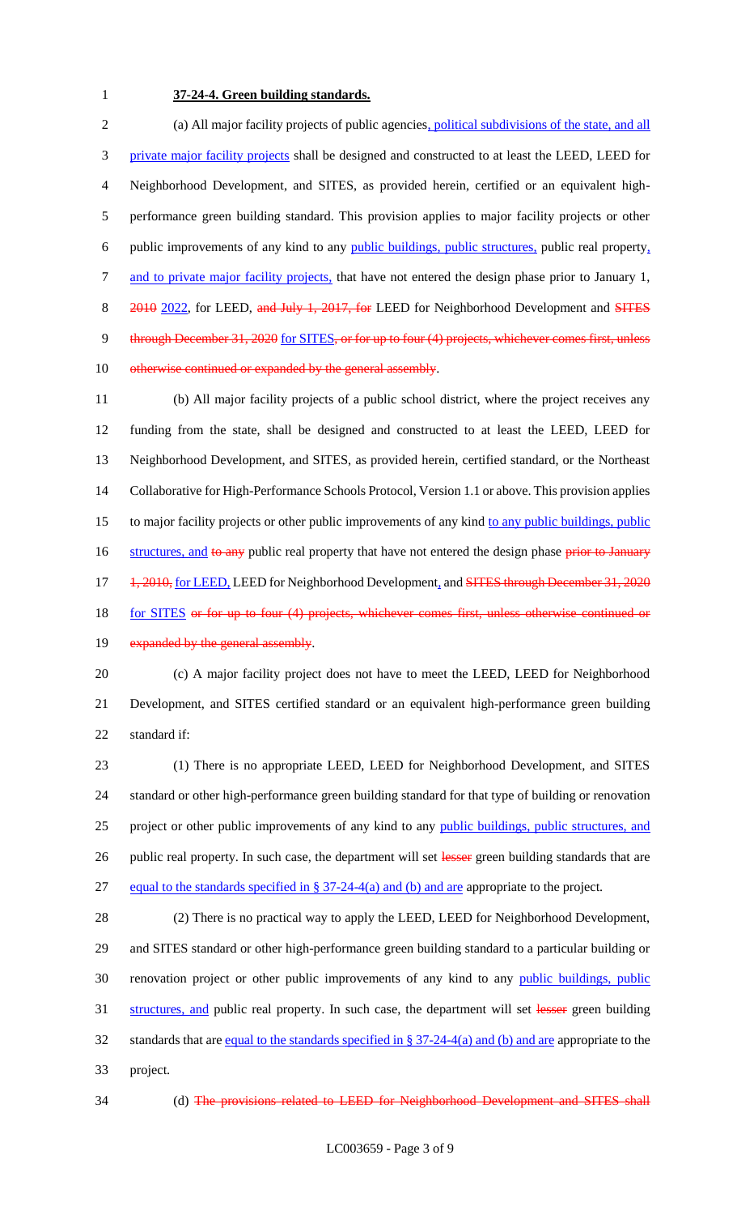**37-24-4. Green building standards.**

(a) All major facility projects of public agencies, political subdivisions of the state, and all private major facility projects shall be designed and constructed to at least the LEED, LEED for Neighborhood Development, and SITES, as provided herein, certified or an equivalent high-performance green building standard. This provision applies to major facility projects or other public improvements of any kind to any public buildings, public structures, public real property, and to private major facility projects, that have not entered the design phase prior to January 1, ~~2010~~ 2022, for LEED, ~~and July 1, 2017, for~~ LEED for Neighborhood Development and ~~SITES through December 31, 2020~~ for SITES~~, or for up to four (4) projects, whichever comes first, unless otherwise continued or expanded by the general assembly~~.

(b) All major facility projects of a public school district, where the project receives any funding from the state, shall be designed and constructed to at least the LEED, LEED for Neighborhood Development, and SITES, as provided herein, certified standard, or the Northeast Collaborative for High-Performance Schools Protocol, Version 1.1 or above. This provision applies to major facility projects or other public improvements of any kind to any public buildings, public structures, and ~~to any~~ public real property that have not entered the design phase ~~prior to January 1, 2010,~~ for LEED, LEED for Neighborhood Development, and ~~SITES through December 31, 2020~~ for SITES ~~or for up to four (4) projects, whichever comes first, unless otherwise continued or expanded by the general assembly~~.

(c) A major facility project does not have to meet the LEED, LEED for Neighborhood Development, and SITES certified standard or an equivalent high-performance green building standard if:

(1) There is no appropriate LEED, LEED for Neighborhood Development, and SITES standard or other high-performance green building standard for that type of building or renovation project or other public improvements of any kind to any public buildings, public structures, and public real property. In such case, the department will set ~~lesser~~ green building standards that are equal to the standards specified in § 37-24-4(a) and (b) and are appropriate to the project.

(2) There is no practical way to apply the LEED, LEED for Neighborhood Development, and SITES standard or other high-performance green building standard to a particular building or renovation project or other public improvements of any kind to any public buildings, public structures, and public real property. In such case, the department will set ~~lesser~~ green building standards that are equal to the standards specified in § 37-24-4(a) and (b) and are appropriate to the project.

(d) ~~The provisions related to LEED for Neighborhood Development and SITES shall~~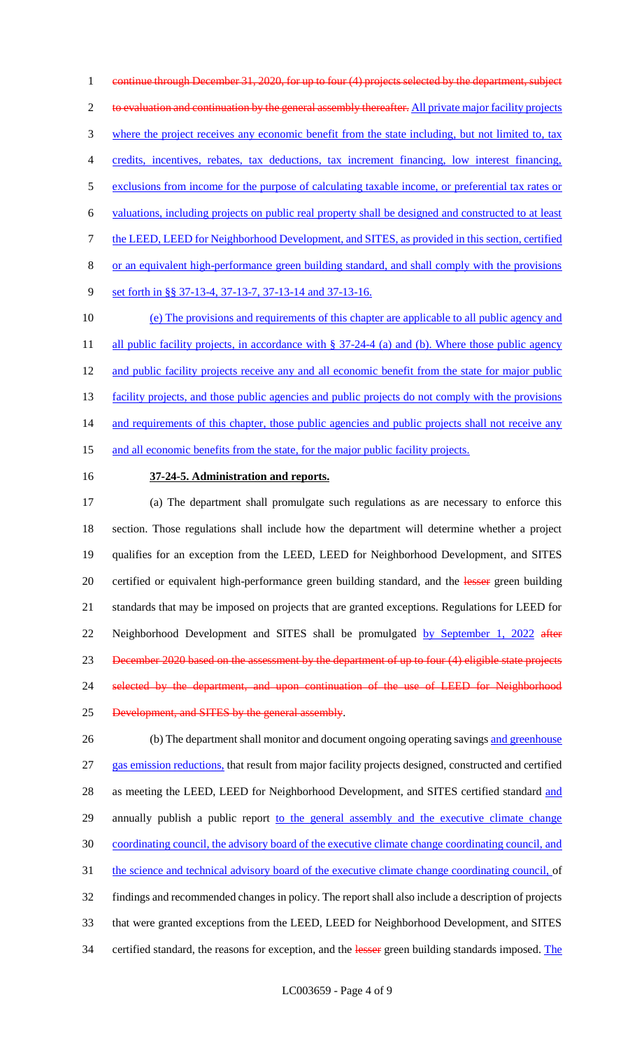continue through December 31, 2020, for up to four (4) projects selected by the department, subject to evaluation and continuation by the general assembly thereafter. All private major facility projects where the project receives any economic benefit from the state including, but not limited to, tax credits, incentives, rebates, tax deductions, tax increment financing, low interest financing, exclusions from income for the purpose of calculating taxable income, or preferential tax rates or valuations, including projects on public real property shall be designed and constructed to at least the LEED, LEED for Neighborhood Development, and SITES, as provided in this section, certified or an equivalent high-performance green building standard, and shall comply with the provisions set forth in §§ 37-13-4, 37-13-7, 37-13-14 and 37-13-16.

(e) The provisions and requirements of this chapter are applicable to all public agency and all public facility projects, in accordance with § 37-24-4 (a) and (b). Where those public agency and public facility projects receive any and all economic benefit from the state for major public facility projects, and those public agencies and public projects do not comply with the provisions and requirements of this chapter, those public agencies and public projects shall not receive any and all economic benefits from the state, for the major public facility projects.

**37-24-5. Administration and reports.**

(a) The department shall promulgate such regulations as are necessary to enforce this section. Those regulations shall include how the department will determine whether a project qualifies for an exception from the LEED, LEED for Neighborhood Development, and SITES certified or equivalent high-performance green building standard, and the lesser green building standards that may be imposed on projects that are granted exceptions. Regulations for LEED for Neighborhood Development and SITES shall be promulgated by September 1, 2022 after December 2020 based on the assessment by the department of up to four (4) eligible state projects selected by the department, and upon continuation of the use of LEED for Neighborhood Development, and SITES by the general assembly.

(b) The department shall monitor and document ongoing operating savings and greenhouse gas emission reductions, that result from major facility projects designed, constructed and certified as meeting the LEED, LEED for Neighborhood Development, and SITES certified standard and annually publish a public report to the general assembly and the executive climate change coordinating council, the advisory board of the executive climate change coordinating council, and the science and technical advisory board of the executive climate change coordinating council, of findings and recommended changes in policy. The report shall also include a description of projects that were granted exceptions from the LEED, LEED for Neighborhood Development, and SITES certified standard, the reasons for exception, and the lesser green building standards imposed. The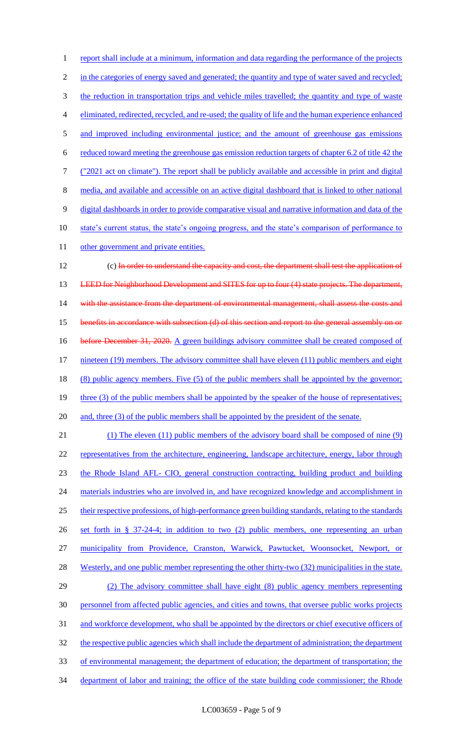report shall include at a minimum, information and data regarding the performance of the projects in the categories of energy saved and generated; the quantity and type of water saved and recycled; the reduction in transportation trips and vehicle miles travelled; the quantity and type of waste eliminated, redirected, recycled, and re-used; the quality of life and the human experience enhanced and improved including environmental justice; and the amount of greenhouse gas emissions reduced toward meeting the greenhouse gas emission reduction targets of chapter 6.2 of title 42 the ("2021 act on climate"). The report shall be publicly available and accessible in print and digital media, and available and accessible on an active digital dashboard that is linked to other national digital dashboards in order to provide comparative visual and narrative information and data of the state's current status, the state's ongoing progress, and the state's comparison of performance to other government and private entities.

(c) ~~In order to understand the capacity and cost, the department shall test the application of LEED for Neighborhood Development and SITES for up to four (4) state projects. The department, with the assistance from the department of environmental management, shall assess the costs and benefits in accordance with subsection (d) of this section and report to the general assembly on or before December 31, 2020.~~ A green buildings advisory committee shall be created composed of nineteen (19) members. The advisory committee shall have eleven (11) public members and eight (8) public agency members. Five (5) of the public members shall be appointed by the governor; three (3) of the public members shall be appointed by the speaker of the house of representatives; and, three (3) of the public members shall be appointed by the president of the senate.

(1) The eleven (11) public members of the advisory board shall be composed of nine (9) representatives from the architecture, engineering, landscape architecture, energy, labor through the Rhode Island AFL- CIO, general construction contracting, building product and building materials industries who are involved in, and have recognized knowledge and accomplishment in their respective professions, of high-performance green building standards, relating to the standards set forth in § 37-24-4; in addition to two (2) public members, one representing an urban municipality from Providence, Cranston, Warwick, Pawtucket, Woonsocket, Newport, or Westerly, and one public member representing the other thirty-two (32) municipalities in the state.

(2) The advisory committee shall have eight (8) public agency members representing personnel from affected public agencies, and cities and towns, that oversee public works projects and workforce development, who shall be appointed by the directors or chief executive officers of the respective public agencies which shall include the department of administration; the department of environmental management; the department of education; the department of transportation; the department of labor and training; the office of the state building code commissioner; the Rhode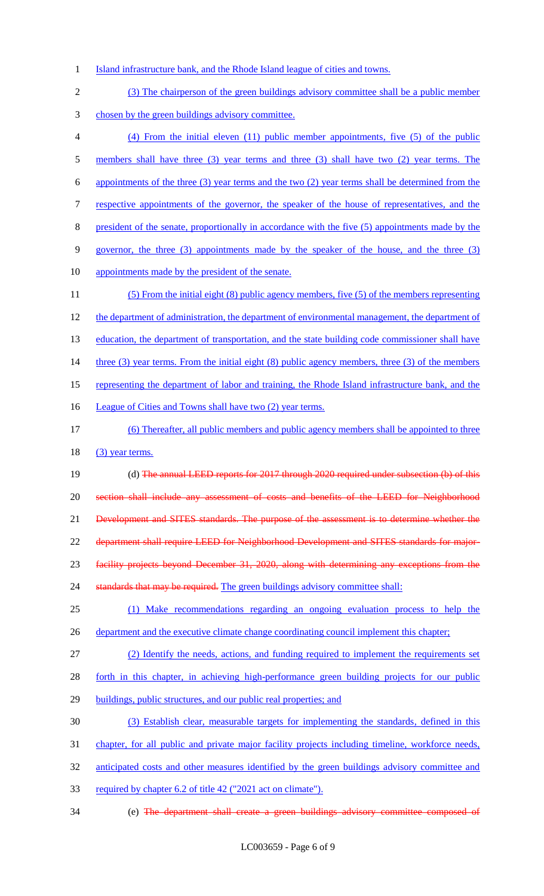Island infrastructure bank, and the Rhode Island league of cities and towns.

(3) The chairperson of the green buildings advisory committee shall be a public member chosen by the green buildings advisory committee.

(4) From the initial eleven (11) public member appointments, five (5) of the public members shall have three (3) year terms and three (3) shall have two (2) year terms. The appointments of the three (3) year terms and the two (2) year terms shall be determined from the respective appointments of the governor, the speaker of the house of representatives, and the president of the senate, proportionally in accordance with the five (5) appointments made by the governor, the three (3) appointments made by the speaker of the house, and the three (3) appointments made by the president of the senate.

(5) From the initial eight (8) public agency members, five (5) of the members representing the department of administration, the department of environmental management, the department of education, the department of transportation, and the state building code commissioner shall have three (3) year terms. From the initial eight (8) public agency members, three (3) of the members representing the department of labor and training, the Rhode Island infrastructure bank, and the League of Cities and Towns shall have two (2) year terms.

(6) Thereafter, all public members and public agency members shall be appointed to three (3) year terms.

(d) ~~The annual LEED reports for 2017 through 2020 required under subsection (b) of this section shall include any assessment of costs and benefits of the LEED for Neighborhood Development and SITES standards. The purpose of the assessment is to determine whether the department shall require LEED for Neighborhood Development and SITES standards for major-facility projects beyond December 31, 2020, along with determining any exceptions from the standards that may be required.~~ The green buildings advisory committee shall:

(1) Make recommendations regarding an ongoing evaluation process to help the department and the executive climate change coordinating council implement this chapter;

(2) Identify the needs, actions, and funding required to implement the requirements set forth in this chapter, in achieving high-performance green building projects for our public buildings, public structures, and our public real properties; and

(3) Establish clear, measurable targets for implementing the standards, defined in this chapter, for all public and private major facility projects including timeline, workforce needs, anticipated costs and other measures identified by the green buildings advisory committee and required by chapter 6.2 of title 42 ("2021 act on climate").

(e) ~~The department shall create a green buildings advisory committee composed of~~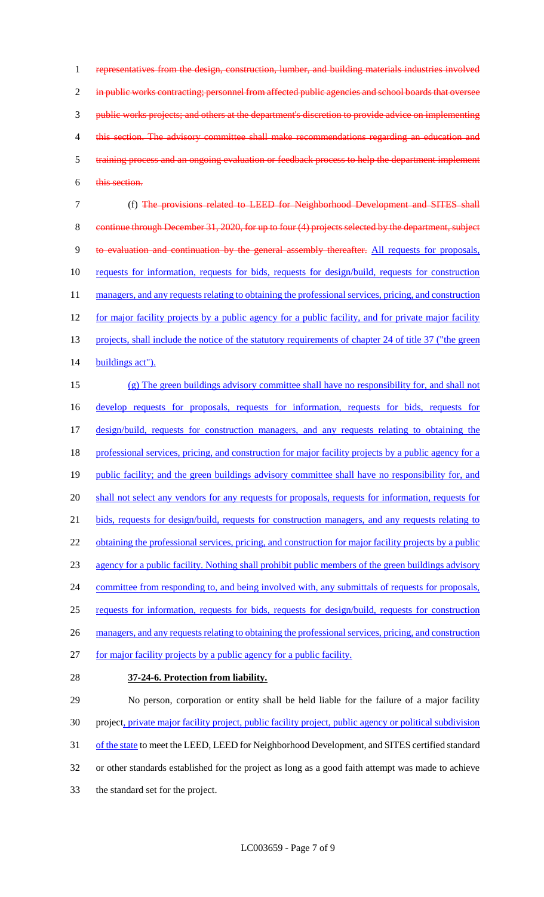~~representatives from the design, construction, lumber, and building materials industries involved in public works contracting; personnel from affected public agencies and school boards that oversee public works projects; and others at the department's discretion to provide advice on implementing this section. The advisory committee shall make recommendations regarding an education and training process and an ongoing evaluation or feedback process to help the department implement this section.~~

(f) ~~The provisions related to LEED for Neighborhood Development and SITES shall continue through December 31, 2020, for up to four (4) projects selected by the department, subject to evaluation and continuation by the general assembly thereafter.~~ <u>All requests for proposals, requests for information, requests for bids, requests for design/build, requests for construction managers, and any requests relating to obtaining the professional services, pricing, and construction for major facility projects by a public agency for a public facility, and for private major facility projects, shall include the notice of the statutory requirements of chapter 24 of title 37 ("the green buildings act").</u>

<u>(g) The green buildings advisory committee shall have no responsibility for, and shall not develop requests for proposals, requests for information, requests for bids, requests for design/build, requests for construction managers, and any requests relating to obtaining the professional services, pricing, and construction for major facility projects by a public agency for a public facility; and the green buildings advisory committee shall have no responsibility for, and shall not select any vendors for any requests for proposals, requests for information, requests for bids, requests for design/build, requests for construction managers, and any requests relating to obtaining the professional services, pricing, and construction for major facility projects by a public agency for a public facility. Nothing shall prohibit public members of the green buildings advisory committee from responding to, and being involved with, any submittals of requests for proposals, requests for information, requests for bids, requests for design/build, requests for construction managers, and any requests relating to obtaining the professional services, pricing, and construction for major facility projects by a public agency for a public facility.</u>

**37-24-6. Protection from liability.**

No person, corporation or entity shall be held liable for the failure of a major facility project<u>, private major facility project, public facility project, public agency or political subdivision of the state</u> to meet the LEED, LEED for Neighborhood Development, and SITES certified standard or other standards established for the project as long as a good faith attempt was made to achieve the standard set for the project.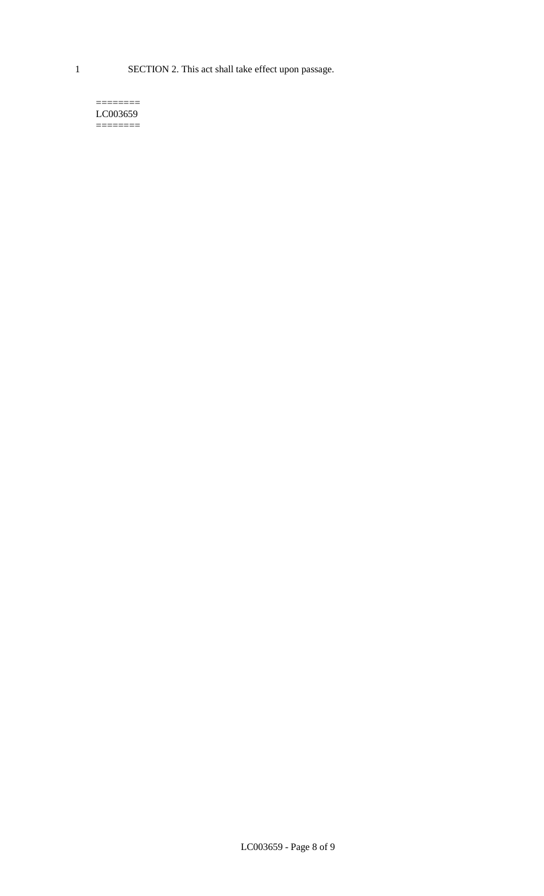SECTION 2. This act shall take effect upon passage.

========
LC003659
========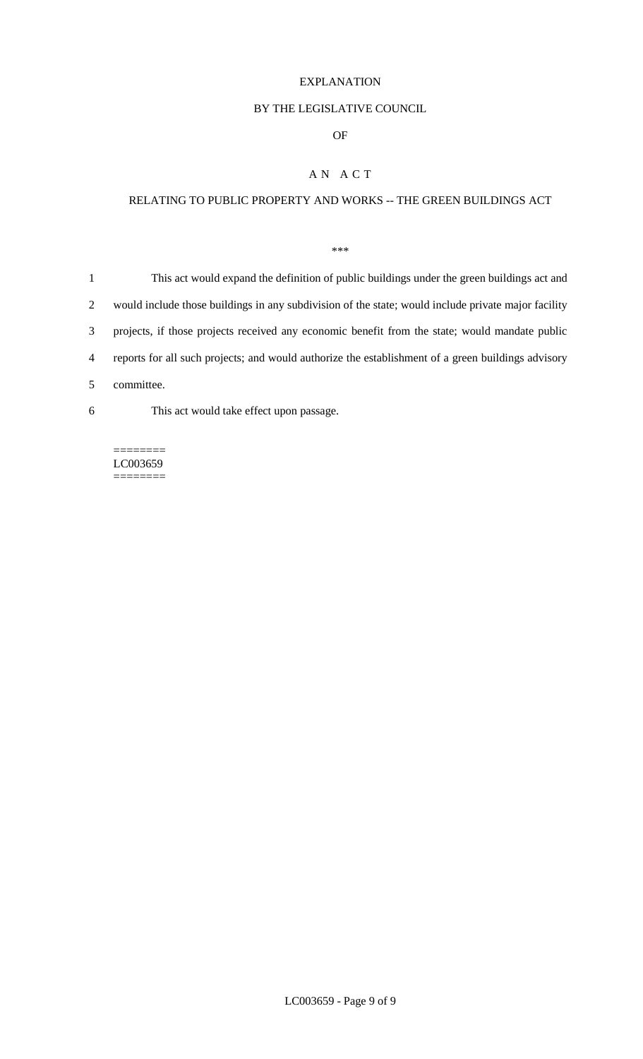EXPLANATION

BY THE LEGISLATIVE COUNCIL

OF

A N A C T

RELATING TO PUBLIC PROPERTY AND WORKS -- THE GREEN BUILDINGS ACT

\*\*\*

This act would expand the definition of public buildings under the green buildings act and would include those buildings in any subdivision of the state; would include private major facility projects, if those projects received any economic benefit from the state; would mandate public reports for all such projects; and would authorize the establishment of a green buildings advisory committee.

This act would take effect upon passage.

========
LC003659
========